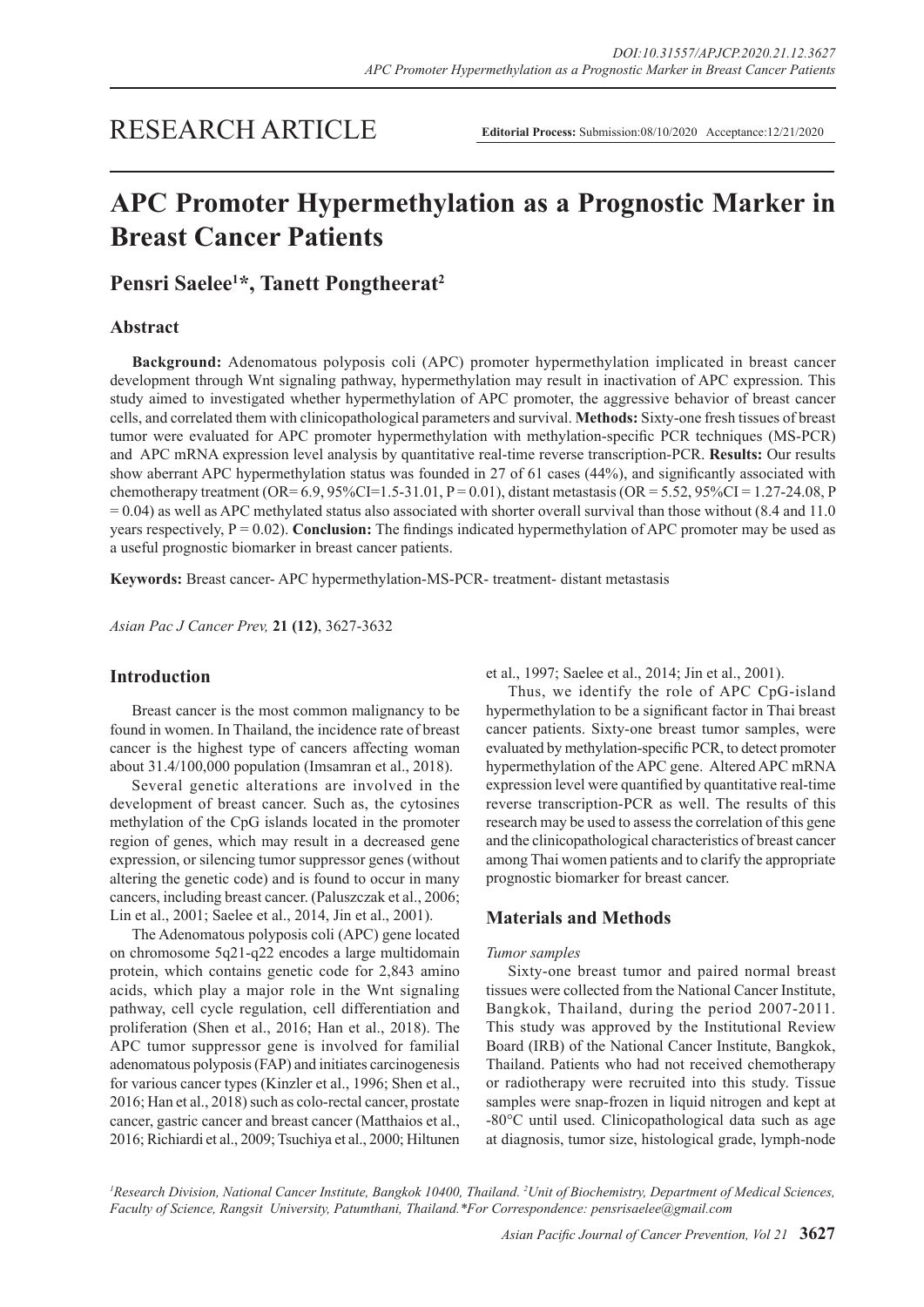RESEARCH ARTICLE

**Editorial Process:** Submission:08/10/2020 Acceptance:12/21/2020

# APC Promoter Hypermethylation as a Prognostic Marker in Breast Cancer Patients

## Pensri Saelee[1]*, Tanett Pongtheerat[2]

### Abstract

**Background:** Adenomatous polyposis coli (APC) promoter hypermethylation implicated in breast cancer development through Wnt signaling pathway, hypermethylation may result in inactivation of APC expression. This study aimed to investigated whether hypermethylation of APC promoter, the aggressive behavior of breast cancer cells, and correlated them with clinicopathological parameters and survival. **Methods:** Sixty-one fresh tissues of breast tumor were evaluated for APC promoter hypermethylation with methylation-specific PCR techniques (MS-PCR) and APC mRNA expression level analysis by quantitative real-time reverse transcription-PCR. **Results:** Our results show aberrant APC hypermethylation status was founded in 27 of 61 cases (44%), and significantly associated with chemotherapy treatment (OR= 6.9, 95%CI=1.5-31.01, P = 0.01), distant metastasis (OR = 5.52, 95%CI = 1.27-24.08, P = 0.04) as well as APC methylated status also associated with shorter overall survival than those without (8.4 and 11.0 years respectively, P = 0.02). **Conclusion:** The findings indicated hypermethylation of APC promoter may be used as a useful prognostic biomarker in breast cancer patients.

**Keywords:** Breast cancer- APC hypermethylation-MS-PCR- treatment- distant metastasis

*Asian Pac J Cancer Prev,* **21 (12)**, 3627-3632

### Introduction

Breast cancer is the most common malignancy to be found in women. In Thailand, the incidence rate of breast cancer is the highest type of cancers affecting woman about 31.4/100,000 population (Imsamran et al., 2018).

Several genetic alterations are involved in the development of breast cancer. Such as, the cytosines methylation of the CpG islands located in the promoter region of genes, which may result in a decreased gene expression, or silencing tumor suppressor genes (without altering the genetic code) and is found to occur in many cancers, including breast cancer. (Paluszczak et al., 2006; Lin et al., 2001; Saelee et al., 2014, Jin et al., 2001).

The Adenomatous polyposis coli (APC) gene located on chromosome 5q21-q22 encodes a large multidomain protein, which contains genetic code for 2,843 amino acids, which play a major role in the Wnt signaling pathway, cell cycle regulation, cell differentiation and proliferation (Shen et al., 2016; Han et al., 2018). The APC tumor suppressor gene is involved for familial adenomatous polyposis (FAP) and initiates carcinogenesis for various cancer types (Kinzler et al., 1996; Shen et al., 2016; Han et al., 2018) such as colo-rectal cancer, prostate cancer, gastric cancer and breast cancer (Matthaios et al., 2016; Richiardi et al., 2009; Tsuchiya et al., 2000; Hiltunen et al., 1997; Saelee et al., 2014; Jin et al., 2001).

Thus, we identify the role of APC CpG-island hypermethylation to be a significant factor in Thai breast cancer patients. Sixty-one breast tumor samples, were evaluated by methylation-specific PCR, to detect promoter hypermethylation of the APC gene. Altered APC mRNA expression level were quantified by quantitative real-time reverse transcription-PCR as well. The results of this research may be used to assess the correlation of this gene and the clinicopathological characteristics of breast cancer among Thai women patients and to clarify the appropriate prognostic biomarker for breast cancer.

### Materials and Methods

*Tumor samples*

Sixty-one breast tumor and paired normal breast tissues were collected from the National Cancer Institute, Bangkok, Thailand, during the period 2007-2011. This study was approved by the Institutional Review Board (IRB) of the National Cancer Institute, Bangkok, Thailand. Patients who had not received chemotherapy or radiotherapy were recruited into this study. Tissue samples were snap-frozen in liquid nitrogen and kept at -80°C until used. Clinicopathological data such as age at diagnosis, tumor size, histological grade, lymph-node

[1]Research Division, National Cancer Institute, Bangkok 10400, Thailand. [2]Unit of Biochemistry, Department of Medical Sciences, Faculty of Science, Rangsit University, Patumthani, Thailand.*For Correspondence: pensrisaelee@gmail.com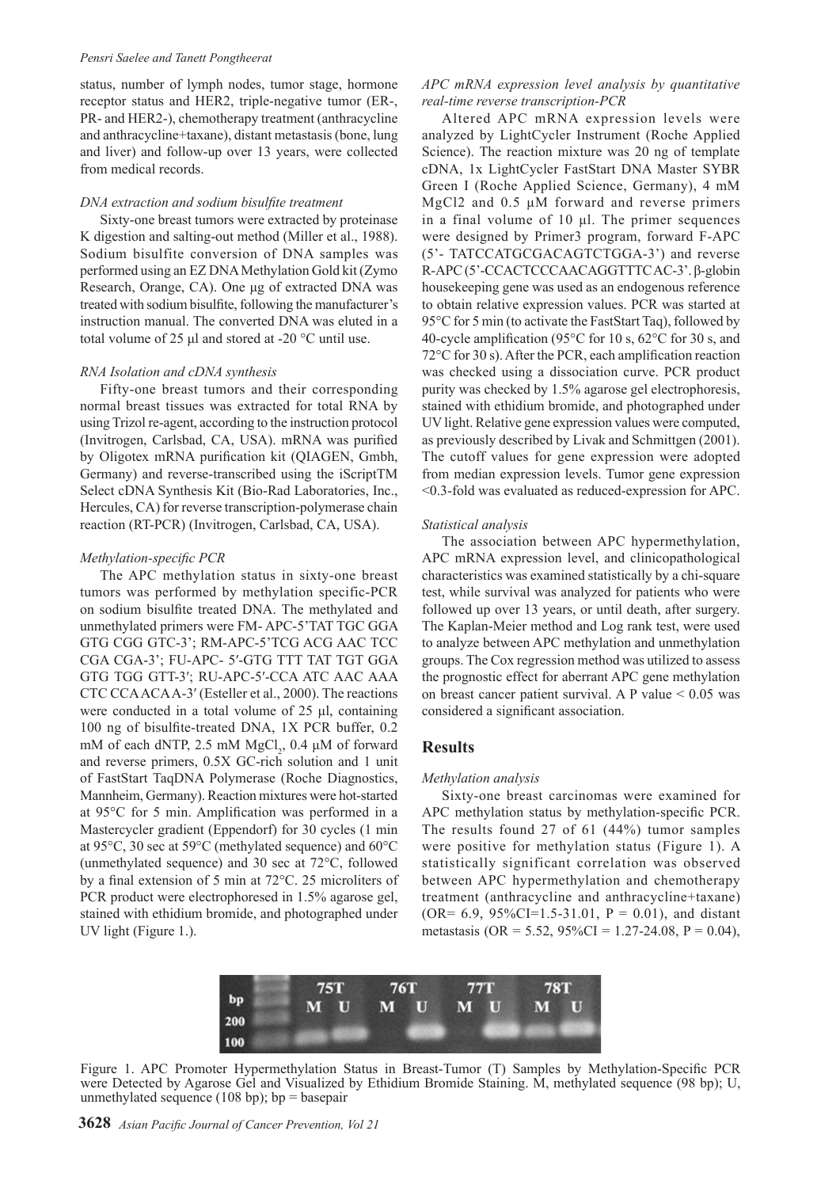status, number of lymph nodes, tumor size, tumor stage, hormone receptor status and HER2, triple-negative tumor (ER-, PR- and HER2-), chemotherapy treatment (anthracycline and anthracycline+taxane), distant metastasis (bone, lung and liver) and follow-up over 13 years, were collected from medical records.

*DNA extraction and sodium bisulfite treatment*

Sixty-one breast tumors were extracted by proteinase K digestion and salting-out method (Miller et al., 1988). Sodium bisulfite conversion of DNA samples was performed using an EZ DNA Methylation Gold kit (Zymo Research, Orange, CA). One µg of extracted DNA was treated with sodium bisulfite, following the manufacturer's instruction manual. The converted DNA was eluted in a total volume of 25 µl and stored at -20 °C until use.

*RNA Isolation and cDNA synthesis*

Fifty-one breast tumors and their corresponding normal breast tissues was extracted for total RNA by using Trizol re-agent, according to the instruction protocol (Invitrogen, Carlsbad, CA, USA). mRNA was purified by Oligotex mRNA purification kit (QIAGEN, Gmbh, Germany) and reverse-transcribed using the iScriptTM Select cDNA Synthesis Kit (Bio-Rad Laboratories, Inc., Hercules, CA) for reverse transcription-polymerase chain reaction (RT-PCR) (Invitrogen, Carlsbad, CA, USA).

*Methylation-specific PCR*

The APC methylation status in sixty-one breast tumors was performed by methylation specific-PCR on sodium bisulfite treated DNA. The methylated and unmethylated primers were FM- APC-5'TAT TGC GGA GTG CGG GTC-3'; RM-APC-5'TCG ACG AAC TCC CGA CGA-3'; FU-APC- 5′-GTG TTT TAT TGT GGA GTG TGG GTT-3′; RU-APC-5′-CCA ATC AAC AAA CTC CCA ACA A-3′ (Esteller et al., 2000). The reactions were conducted in a total volume of 25 µl, containing 100 ng of bisulfite-treated DNA, 1X PCR buffer, 0.2 mM of each dNTP, 2.5 mM $MgCl_2$, 0.4 µM of forward and reverse primers, 0.5X GC-rich solution and 1 unit of FastStart TaqDNA Polymerase (Roche Diagnostics, Mannheim, Germany). Reaction mixtures were hot-started at 95°C for 5 min. Amplification was performed in a Mastercycler gradient (Eppendorf) for 30 cycles (1 min at 95°C, 30 sec at 59°C (methylated sequence) and 60°C (unmethylated sequence) and 30 sec at 72°C, followed by a final extension of 5 min at 72°C. 25 microliters of PCR product were electrophoresed in 1.5% agarose gel, stained with ethidium bromide, and photographed under UV light (Figure 1.).

*APC mRNA expression level analysis by quantitative real-time reverse transcription-PCR*

Altered APC mRNA expression levels were analyzed by LightCycler Instrument (Roche Applied Science). The reaction mixture was 20 ng of template cDNA, 1x LightCycler FastStart DNA Master SYBR Green I (Roche Applied Science, Germany), 4 mM MgCl2 and 0.5 µM forward and reverse primers in a final volume of 10 µl. The primer sequences were designed by Primer3 program, forward F-APC (5'- TATCCATGCGACAGTCTGGA-3') and reverse R-APC (5'-CCACTCCCAACAGGTTTCAC-3'. β-globin housekeeping gene was used as an endogenous reference to obtain relative expression values. PCR was started at 95°C for 5 min (to activate the FastStart Taq), followed by 40-cycle amplification (95°C for 10 s, 62°C for 30 s, and 72°C for 30 s). After the PCR, each amplification reaction was checked using a dissociation curve. PCR product purity was checked by 1.5% agarose gel electrophoresis, stained with ethidium bromide, and photographed under UV light. Relative gene expression values were computed, as previously described by Livak and Schmittgen (2001). The cutoff values for gene expression were adopted from median expression levels. Tumor gene expression <0.3-fold was evaluated as reduced-expression for APC.

*Statistical analysis*

The association between APC hypermethylation, APC mRNA expression level, and clinicopathological characteristics was examined statistically by a chi-square test, while survival was analyzed for patients who were followed up over 13 years, or until death, after surgery. The Kaplan-Meier method and Log rank test, were used to analyze between APC methylation and unmethylation groups. The Cox regression method was utilized to assess the prognostic effect for aberrant APC gene methylation on breast cancer patient survival. A P value < 0.05 was considered a significant association.

## Results

*Methylation analysis*

Sixty-one breast carcinomas were examined for APC methylation status by methylation-specific PCR. The results found 27 of 61 (44%) tumor samples were positive for methylation status (Figure 1). A statistically significant correlation was observed between APC hypermethylation and chemotherapy treatment (anthracycline and anthracycline+taxane) (OR= 6.9, 95%CI=1.5-31.01, P = 0.01), and distant metastasis (OR = 5.52, 95%CI = 1.27-24.08, P = 0.04),

Figure 1. APC Promoter Hypermethylation Status in Breast-Tumor (T) Samples by Methylation-Specific PCR were Detected by Agarose Gel and Visualized by Ethidium Bromide Staining. M, methylated sequence (98 bp); U, unmethylated sequence (108 bp); bp = basepair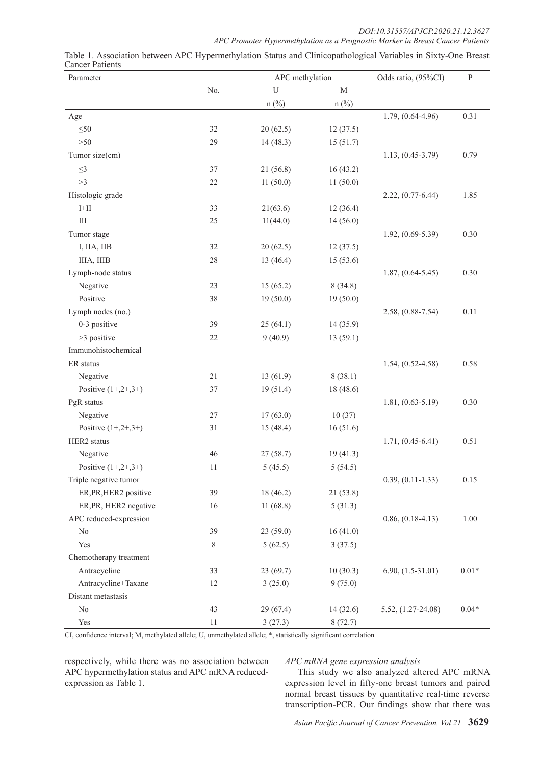Table 1. Association between APC Hypermethylation Status and Clinicopathological Variables in Sixty-One Breast Cancer Patients

| Parameter | No. | APC methylation | | Odds ratio, (95%CI) | P |
|---|---|---|---|---|---|
| | | U | M | | |
| | | n (%) | n (%) | | |
| Age | | | | 1.79, (0.64-4.96) | 0.31 |
| ≤50 | 32 | 20 (62.5) | 12 (37.5) | | |
| >50 | 29 | 14 (48.3) | 15 (51.7) | | |
| Tumor size(cm) | | | | 1.13, (0.45-3.79) | 0.79 |
| ≤3 | 37 | 21 (56.8) | 16 (43.2) | | |
| >3 | 22 | 11 (50.0) | 11 (50.0) | | |
| Histologic grade | | | | 2.22, (0.77-6.44) | 1.85 |
| I+II | 33 | 21(63.6) | 12 (36.4) | | |
| III | 25 | 11(44.0) | 14 (56.0) | | |
| Tumor stage | | | | 1.92, (0.69-5.39) | 0.30 |
| I, IIA, IIB | 32 | 20 (62.5) | 12 (37.5) | | |
| IIIA, IIIB | 28 | 13 (46.4) | 15 (53.6) | | |
| Lymph-node status | | | | 1.87, (0.64-5.45) | 0.30 |
| Negative | 23 | 15 (65.2) | 8 (34.8) | | |
| Positive | 38 | 19 (50.0) | 19 (50.0) | | |
| Lymph nodes (no.) | | | | 2.58, (0.88-7.54) | 0.11 |
| 0-3 positive | 39 | 25 (64.1) | 14 (35.9) | | |
| >3 positive | 22 | 9 (40.9) | 13 (59.1) | | |
| Immunohistochemical | | | | | |
| ER status | | | | 1.54, (0.52-4.58) | 0.58 |
| Negative | 21 | 13 (61.9) | 8 (38.1) | | |
| Positive (1+,2+,3+) | 37 | 19 (51.4) | 18 (48.6) | | |
| PgR status | | | | 1.81, (0.63-5.19) | 0.30 |
| Negative | 27 | 17 (63.0) | 10 (37) | | |
| Positive (1+,2+,3+) | 31 | 15 (48.4) | 16 (51.6) | | |
| HER2 status | | | | 1.71, (0.45-6.41) | 0.51 |
| Negative | 46 | 27 (58.7) | 19 (41.3) | | |
| Positive (1+,2+,3+) | 11 | 5 (45.5) | 5 (54.5) | | |
| Triple negative tumor | | | | 0.39, (0.11-1.33) | 0.15 |
| ER,PR,HER2 positive | 39 | 18 (46.2) | 21 (53.8) | | |
| ER,PR, HER2 negative | 16 | 11 (68.8) | 5 (31.3) | | |
| APC reduced-expression | | | | 0.86, (0.18-4.13) | 1.00 |
| No | 39 | 23 (59.0) | 16 (41.0) | | |
| Yes | 8 | 5 (62.5) | 3 (37.5) | | |
| Chemotherapy treatment | | | | | |
| Antracycline | 33 | 23 (69.7) | 10 (30.3) | 6.90, (1.5-31.01) | 0.01* |
| Antracycline+Taxane | 12 | 3 (25.0) | 9 (75.0) | | |
| Distant metastasis | | | | | |
| No | 43 | 29 (67.4) | 14 (32.6) | 5.52, (1.27-24.08) | 0.04* |
| Yes | 11 | 3 (27.3) | 8 (72.7) | | |

CI, confidence interval; M, methylated allele; U, unmethylated allele; *, statistically significant correlation

respectively, while there was no association between APC hypermethylation status and APC mRNA reduced-expression as Table 1.

*APC mRNA gene expression analysis*

This study we also analyzed altered APC mRNA expression level in fifty-one breast tumors and paired normal breast tissues by quantitative real-time reverse transcription-PCR. Our findings show that there was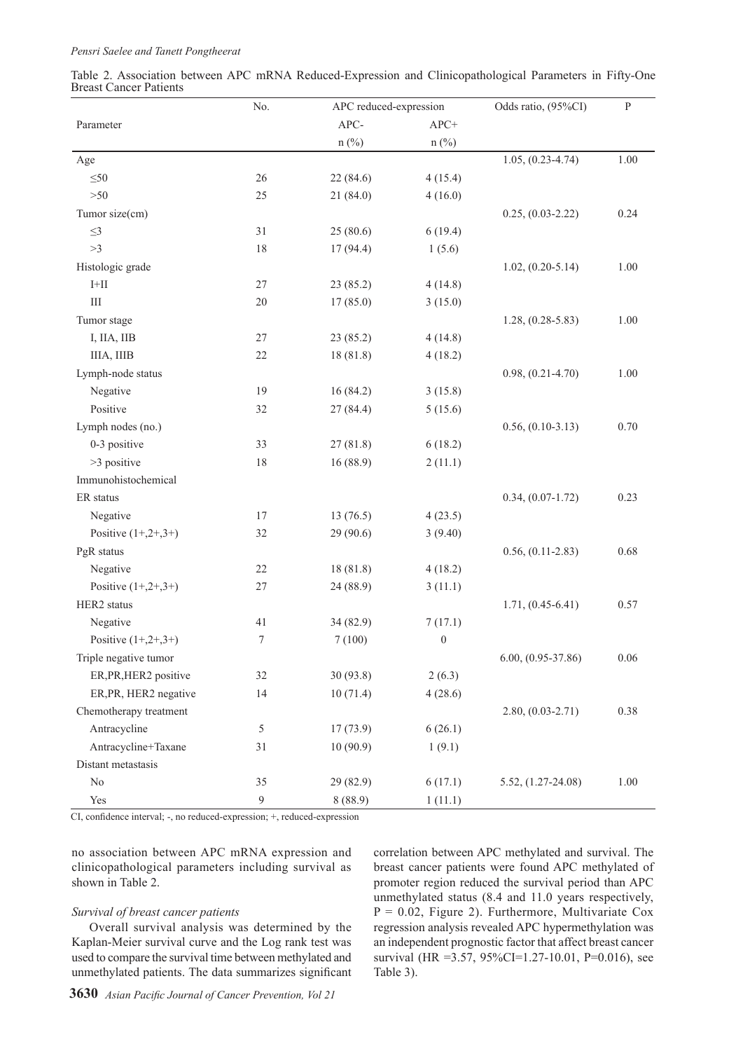Table 2. Association between APC mRNA Reduced-Expression and Clinicopathological Parameters in Fifty-One Breast Cancer Patients

| Parameter | No. | APC reduced-expression | | Odds ratio, (95%CI) | P |
|---|---|---|---|---|---|
| | | APC- | APC+ | | |
| | | n (%) | n (%) | | |
| Age | | | | 1.05, (0.23-4.74) | 1.00 |
| ≤50 | 26 | 22 (84.6) | 4 (15.4) | | |
| >50 | 25 | 21 (84.0) | 4 (16.0) | | |
| Tumor size(cm) | | | | 0.25, (0.03-2.22) | 0.24 |
| ≤3 | 31 | 25 (80.6) | 6 (19.4) | | |
| >3 | 18 | 17 (94.4) | 1 (5.6) | | |
| Histologic grade | | | | 1.02, (0.20-5.14) | 1.00 |
| I+II | 27 | 23 (85.2) | 4 (14.8) | | |
| III | 20 | 17 (85.0) | 3 (15.0) | | |
| Tumor stage | | | | 1.28, (0.28-5.83) | 1.00 |
| I, IIA, IIB | 27 | 23 (85.2) | 4 (14.8) | | |
| IIIA, IIIB | 22 | 18 (81.8) | 4 (18.2) | | |
| Lymph-node status | | | | 0.98, (0.21-4.70) | 1.00 |
| Negative | 19 | 16 (84.2) | 3 (15.8) | | |
| Positive | 32 | 27 (84.4) | 5 (15.6) | | |
| Lymph nodes (no.) | | | | 0.56, (0.10-3.13) | 0.70 |
| 0-3 positive | 33 | 27 (81.8) | 6 (18.2) | | |
| >3 positive | 18 | 16 (88.9) | 2 (11.1) | | |
| Immunohistochemical | | | | | |
| ER status | | | | 0.34, (0.07-1.72) | 0.23 |
| Negative | 17 | 13 (76.5) | 4 (23.5) | | |
| Positive (1+,2+,3+) | 32 | 29 (90.6) | 3 (9.40) | | |
| PgR status | | | | 0.56, (0.11-2.83) | 0.68 |
| Negative | 22 | 18 (81.8) | 4 (18.2) | | |
| Positive (1+,2+,3+) | 27 | 24 (88.9) | 3 (11.1) | | |
| HER2 status | | | | 1.71, (0.45-6.41) | 0.57 |
| Negative | 41 | 34 (82.9) | 7 (17.1) | | |
| Positive (1+,2+,3+) | 7 | 7 (100) | 0 | | |
| Triple negative tumor | | | | 6.00, (0.95-37.86) | 0.06 |
| ER,PR,HER2 positive | 32 | 30 (93.8) | 2 (6.3) | | |
| ER,PR, HER2 negative | 14 | 10 (71.4) | 4 (28.6) | | |
| Chemotherapy treatment | | | | 2.80, (0.03-2.71) | 0.38 |
| Antracycline | 5 | 17 (73.9) | 6 (26.1) | | |
| Antracycline+Taxane | 31 | 10 (90.9) | 1 (9.1) | | |
| Distant metastasis | | | | | |
| No | 35 | 29 (82.9) | 6 (17.1) | 5.52, (1.27-24.08) | 1.00 |
| Yes | 9 | 8 (88.9) | 1 (11.1) | | |

CI, confidence interval; -, no reduced-expression; +, reduced-expression

no association between APC mRNA expression and clinicopathological parameters including survival as shown in Table 2.

*Survival of breast cancer patients*

Overall survival analysis was determined by the Kaplan-Meier survival curve and the Log rank test was used to compare the survival time between methylated and unmethylated patients. The data summarizes significant correlation between APC methylated and survival. The breast cancer patients were found APC methylated of promoter region reduced the survival period than APC unmethylated status (8.4 and 11.0 years respectively, P = 0.02, Figure 2). Furthermore, Multivariate Cox regression analysis revealed APC hypermethylation was an independent prognostic factor that affect breast cancer survival (HR =3.57, 95%CI=1.27-10.01, P=0.016), see Table 3).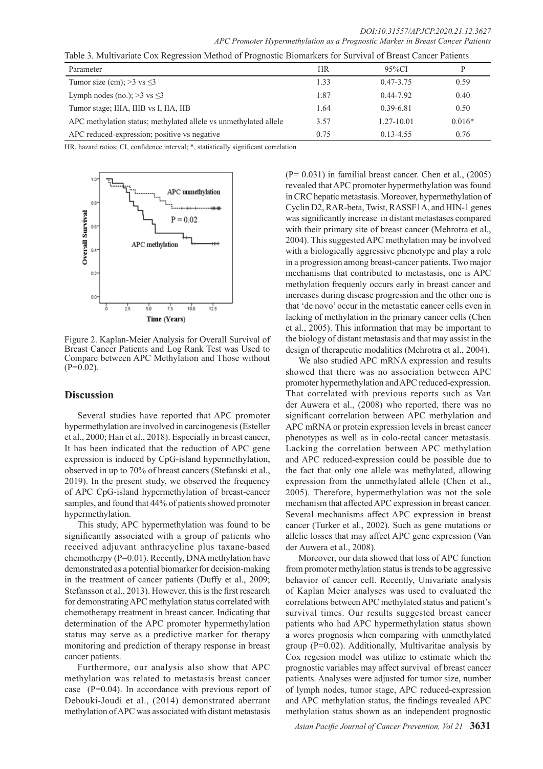Table 3. Multivariate Cox Regression Method of Prognostic Biomarkers for Survival of Breast Cancer Patients

| Parameter | HR | 95%CI | P |
|---|---|---|---|
| Tumor size (cm); >3 vs ≤3 | 1.33 | 0.47-3.75 | 0.59 |
| Lymph nodes (no.); >3 vs ≤3 | 1.87 | 0.44-7.92 | 0.40 |
| Tumor stage; IIIA, IIIB vs I, IIA, IIB | 1.64 | 0.39-6.81 | 0.50 |
| APC methylation status; methylated allele vs unmethylated allele | 3.57 | 1.27-10.01 | 0.016* |
| APC reduced-expression; positive vs negative | 0.75 | 0.13-4.55 | 0.76 |

HR, hazard ratios; CI, confidence interval; *, statistically significant correlation

Figure 2. Kaplan-Meier Analysis for Overall Survival of Breast Cancer Patients and Log Rank Test was Used to Compare between APC Methylation and Those without (P=0.02).

## Discussion

Several studies have reported that APC promoter hypermethylation are involved in carcinogenesis (Esteller et al., 2000; Han et al., 2018). Especially in breast cancer, It has been indicated that the reduction of APC gene expression is induced by CpG-island hypermethylation, observed in up to 70% of breast cancers (Stefanski et al., 2019). In the present study, we observed the frequency of APC CpG-island hypermethylation of breast-cancer samples, and found that 44% of patients showed promoter hypermethylation.

This study, APC hypermethylation was found to be significantly associated with a group of patients who received adjuvant anthracycline plus taxane-based chemotherpy (P=0.01). Recently, DNA methylation have demonstrated as a potential biomarker for decision-making in the treatment of cancer patients (Duffy et al., 2009; Stefansson et al., 2013). However, this is the first research for demonstrating APC methylation status correlated with chemotherapy treatment in breast cancer. Indicating that determination of the APC promoter hypermethylation status may serve as a predictive marker for therapy monitoring and prediction of therapy response in breast cancer patients.

Furthermore, our analysis also show that APC methylation was related to metastasis breast cancer case (P=0.04). In accordance with previous report of Debouki-Joudi et al., (2014) demonstrated aberrant methylation of APC was associated with distant metastasis (P= 0.031) in familial breast cancer. Chen et al., (2005) revealed that APC promoter hypermethylation was found in CRC hepatic metastasis. Moreover, hypermethylation of Cyclin D2, RAR-beta, Twist, RASSF1A, and HIN-1 genes was significantly increase in distant metastases compared with their primary site of breast cancer (Mehrotra et al., 2004). This suggested APC methylation may be involved with a biologically aggressive phenotype and play a role in a progression among breast-cancer patients. Two major mechanisms that contributed to metastasis, one is APC methylation frequenly occurs early in breast cancer and increases during disease progression and the other one is that 'de novo' occur in the metastatic cancer cells even in lacking of methylation in the primary cancer cells (Chen et al., 2005). This information that may be important to the biology of distant metastasis and that may assist in the design of therapeutic modalities (Mehrotra et al., 2004).

We also studied APC mRNA expression and results showed that there was no association between APC promoter hypermethylation and APC reduced-expression. That correlated with previous reports such as Van der Auwera et al., (2008) who reported, there was no significant correlation between APC methylation and APC mRNA or protein expression levels in breast cancer phenotypes as well as in colo-rectal cancer metastasis. Lacking the correlation between APC methylation and APC reduced-expression could be possible due to the fact that only one allele was methylated, allowing expression from the unmethylated allele (Chen et al., 2005). Therefore, hypermethylation was not the sole mechanism that affected APC expression in breast cancer. Several mechanisms affect APC expression in breast cancer (Turker et al., 2002). Such as gene mutations or allelic losses that may affect APC gene expression (Van der Auwera et al., 2008).

Moreover, our data showed that loss of APC function from promoter methylation status is trends to be aggressive behavior of cancer cell. Recently, Univariate analysis of Kaplan Meier analyses was used to evaluated the correlations between APC methylated status and patient's survival times. Our results suggested breast cancer patients who had APC hypermethylation status shown a wores prognosis when comparing with unmethylated group (P=0.02). Additionally, Multivaritae analysis by Cox regesion model was utilize to estimate which the prognostic variables may affect survival of breast cancer patients. Analyses were adjusted for tumor size, number of lymph nodes, tumor stage, APC reduced-expression and APC methylation status, the findings revealed APC methylation status shown as an independent prognostic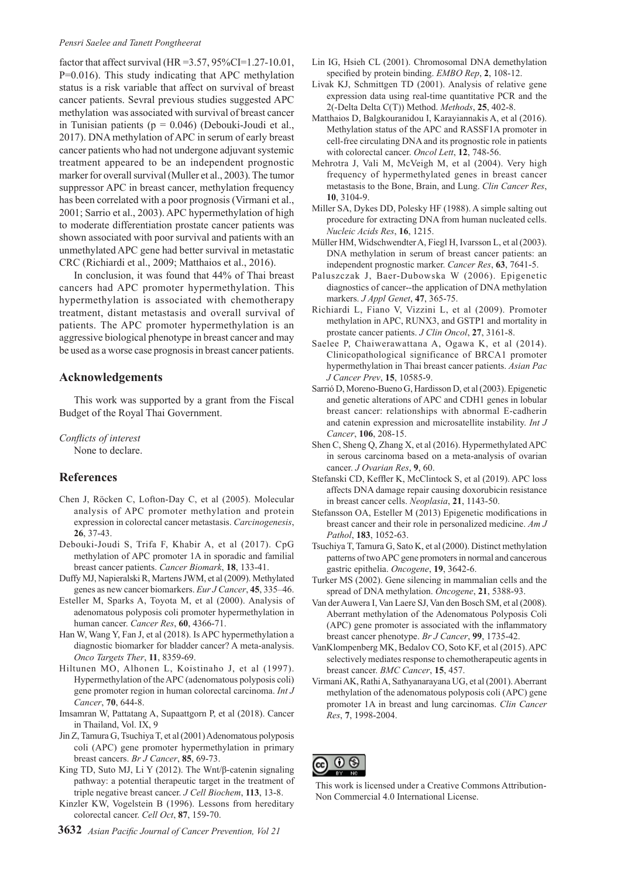factor that affect survival (HR =3.57, 95%CI=1.27-10.01, P=0.016). This study indicating that APC methylation status is a risk variable that affect on survival of breast cancer patients. Sevral previous studies suggested APC methylation was associated with survival of breast cancer in Tunisian patients (p = 0.046) (Debouki-Joudi et al., 2017). DNA methylation of APC in serum of early breast cancer patients who had not undergone adjuvant systemic treatment appeared to be an independent prognostic marker for overall survival (Muller et al., 2003). The tumor suppressor APC in breast cancer, methylation frequency has been correlated with a poor prognosis (Virmani et al., 2001; Sarrio et al., 2003). APC hypermethylation of high to moderate differentiation prostate cancer patients was shown associated with poor survival and patients with an unmethylated APC gene had better survival in metastatic CRC (Richiardi et al., 2009; Matthaios et al., 2016).

In conclusion, it was found that 44% of Thai breast cancers had APC promoter hypermethylation. This hypermethylation is associated with chemotherapy treatment, distant metastasis and overall survival of patients. The APC promoter hypermethylation is an aggressive biological phenotype in breast cancer and may be used as a worse case prognosis in breast cancer patients.

## Acknowledgements

This work was supported by a grant from the Fiscal Budget of the Royal Thai Government.

*Conflicts of interest*
None to declare.

## References

Chen J, Röcken C, Lofton-Day C, et al (2005). Molecular analysis of APC promoter methylation and protein expression in colorectal cancer metastasis. *Carcinogenesis*, **26**, 37-43.

Debouki-Joudi S, Trifa F, Khabir A, et al (2017). CpG methylation of APC promoter 1A in sporadic and familial breast cancer patients. *Cancer Biomark*, **18**, 133-41.

Duffy MJ, Napieralski R, Martens JWM, et al (2009). Methylated genes as new cancer biomarkers. *Eur J Cancer*, **45**, 335–46.

Esteller M, Sparks A, Toyota M, et al (2000). Analysis of adenomatous polyposis coli promoter hypermethylation in human cancer. *Cancer Res*, **60**, 4366-71.

Han W, Wang Y, Fan J, et al (2018). Is APC hypermethylation a diagnostic biomarker for bladder cancer? A meta-analysis. *Onco Targets Ther*, **11**, 8359-69.

Hiltunen MO, Alhonen L, Koistinaho J, et al (1997). Hypermethylation of the APC (adenomatous polyposis coli) gene promoter region in human colorectal carcinoma. *Int J Cancer*, **70**, 644-8.

Imsamran W, Pattatang A, Supaattgorn P, et al (2018). Cancer in Thailand, Vol. IX, 9

Jin Z, Tamura G, Tsuchiya T, et al (2001) Adenomatous polyposis coli (APC) gene promoter hypermethylation in primary breast cancers. *Br J Cancer*, **85**, 69-73.

King TD, Suto MJ, Li Y (2012). The Wnt/β-catenin signaling pathway: a potential therapeutic target in the treatment of triple negative breast cancer. *J Cell Biochem*, **113**, 13-8.

Kinzler KW, Vogelstein B (1996). Lessons from hereditary colorectal cancer. *Cell Oct*, **87**, 159-70.

Lin IG, Hsieh CL (2001). Chromosomal DNA demethylation specified by protein binding. *EMBO Rep*, **2**, 108-12.

Livak KJ, Schmittgen TD (2001). Analysis of relative gene expression data using real-time quantitative PCR and the 2(-Delta Delta C(T)) Method. *Methods*, **25**, 402-8.

Matthaios D, Balgkouranidou I, Karayiannakis A, et al (2016). Methylation status of the APC and RASSF1A promoter in cell-free circulating DNA and its prognostic role in patients with colorectal cancer. *Oncol Lett*, **12**, 748-56.

Mehrotra J, Vali M, McVeigh M, et al (2004). Very high frequency of hypermethylated genes in breast cancer metastasis to the Bone, Brain, and Lung. *Clin Cancer Res*, **10**, 3104-9.

Miller SA, Dykes DD, Polesky HF (1988). A simple salting out procedure for extracting DNA from human nucleated cells. *Nucleic Acids Res*, **16**, 1215.

Müller HM, Widschwendter A, Fiegl H, Ivarsson L, et al (2003). DNA methylation in serum of breast cancer patients: an independent prognostic marker. *Cancer Res*, **63**, 7641-5.

Paluszczak J, Baer-Dubowska W (2006). Epigenetic diagnostics of cancer--the application of DNA methylation markers. *J Appl Genet*, **47**, 365-75.

Richiardi L, Fiano V, Vizzini L, et al (2009). Promoter methylation in APC, RUNX3, and GSTP1 and mortality in prostate cancer patients. *J Clin Oncol*, **27**, 3161-8.

Saelee P, Chaiwerawattana A, Ogawa K, et al (2014). Clinicopathological significance of BRCA1 promoter hypermethylation in Thai breast cancer patients. *Asian Pac J Cancer Prev*, **15**, 10585-9.

Sarrió D, Moreno-Bueno G, Hardisson D, et al (2003). Epigenetic and genetic alterations of APC and CDH1 genes in lobular breast cancer: relationships with abnormal E-cadherin and catenin expression and microsatellite instability. *Int J Cancer*, **106**, 208-15.

Shen C, Sheng Q, Zhang X, et al (2016). Hypermethylated APC in serous carcinoma based on a meta-analysis of ovarian cancer. *J Ovarian Res*, **9**, 60.

Stefanski CD, Keffler K, McClintock S, et al (2019). APC loss affects DNA damage repair causing doxorubicin resistance in breast cancer cells. *Neoplasia*, **21**, 1143-50.

Stefansson OA, Esteller M (2013) Epigenetic modifications in breast cancer and their role in personalized medicine. *Am J Pathol*, **183**, 1052-63.

Tsuchiya T, Tamura G, Sato K, et al (2000). Distinct methylation patterns of two APC gene promoters in normal and cancerous gastric epithelia. *Oncogene*, **19**, 3642-6.

Turker MS (2002). Gene silencing in mammalian cells and the spread of DNA methylation. *Oncogene*, **21**, 5388-93.

Van der Auwera I, Van Laere SJ, Van den Bosch SM, et al (2008). Aberrant methylation of the Adenomatous Polyposis Coli (APC) gene promoter is associated with the inflammatory breast cancer phenotype. *Br J Cancer*, **99**, 1735-42.

VanKlompenberg MK, Bedalov CO, Soto KF, et al (2015). APC selectively mediates response to chemotherapeutic agents in breast cancer. *BMC Cancer*, **15**, 457.

Virmani AK, Rathi A, Sathyanarayana UG, et al (2001). Aberrant methylation of the adenomatous polyposis coli (APC) gene promoter 1A in breast and lung carcinomas. *Clin Cancer Res*, **7**, 1998-2004.

This work is licensed under a Creative Commons Attribution-Non Commercial 4.0 International License.